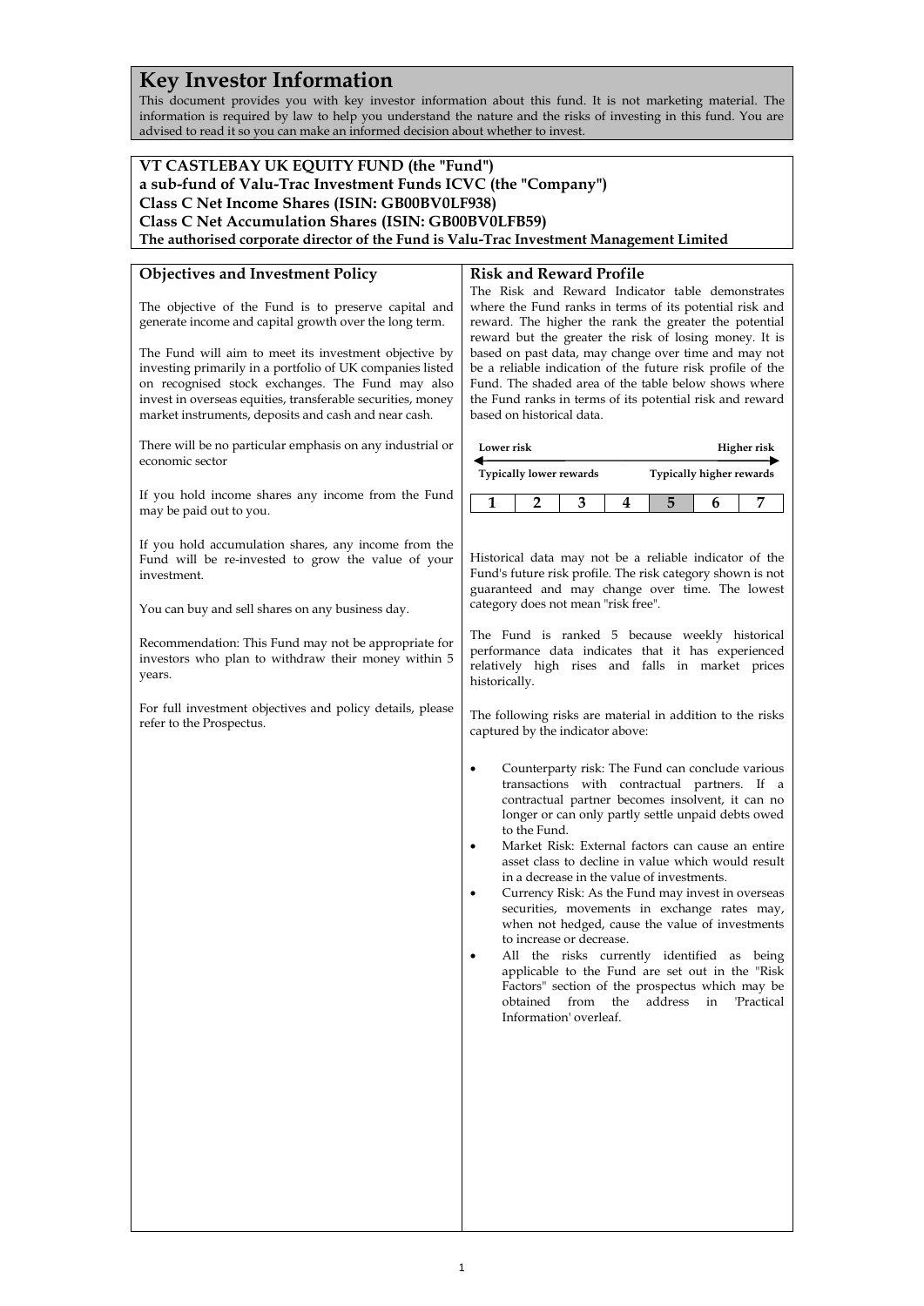# Key Investor Information

This document provides you with key investor information about this fund. It is not marketing material. The information is required by law to help you understand the nature and the risks of investing in this fund. You are advised to read it so you can make an informed decision about whether to invest.

**VT CASTLEBAY UK EQUITY FUND (the "Fund")**
**a sub-fund of Valu-Trac Investment Funds ICVC (the "Company")**
**Class C Net Income Shares (ISIN: GB00BV0LF938)**
**Class C Net Accumulation Shares (ISIN: GB00BV0LFB59)**
**The authorised corporate director of the Fund is Valu-Trac Investment Management Limited**

## Objectives and Investment Policy

The objective of the Fund is to preserve capital and generate income and capital growth over the long term.

The Fund will aim to meet its investment objective by investing primarily in a portfolio of UK companies listed on recognised stock exchanges. The Fund may also invest in overseas equities, transferable securities, money market instruments, deposits and cash and near cash.

There will be no particular emphasis on any industrial or economic sector

If you hold income shares any income from the Fund may be paid out to you.

If you hold accumulation shares, any income from the Fund will be re-invested to grow the value of your investment.

You can buy and sell shares on any business day.

Recommendation: This Fund may not be appropriate for investors who plan to withdraw their money within 5 years.

For full investment objectives and policy details, please refer to the Prospectus.

## Risk and Reward Profile

The Risk and Reward Indicator table demonstrates where the Fund ranks in terms of its potential risk and reward. The higher the rank the greater the potential reward but the greater the risk of losing money. It is based on past data, may change over time and may not be a reliable indication of the future risk profile of the Fund. The shaded area of the table below shows where the Fund ranks in terms of its potential risk and reward based on historical data.

**Lower risk** ← → **Higher risk**

**Typically lower rewards** — **Typically higher rewards**

| 1 | 2 | 3 | 4 | **5** | 6 | 7 |
|---|---|---|---|---|---|---|

Historical data may not be a reliable indicator of the Fund's future risk profile. The risk category shown is not guaranteed and may change over time. The lowest category does not mean "risk free".

The Fund is ranked 5 because weekly historical performance data indicates that it has experienced relatively high rises and falls in market prices historically.

The following risks are material in addition to the risks captured by the indicator above:

- Counterparty risk: The Fund can conclude various transactions with contractual partners. If a contractual partner becomes insolvent, it can no longer or can only partly settle unpaid debts owed to the Fund.
- Market Risk: External factors can cause an entire asset class to decline in value which would result in a decrease in the value of investments.
- Currency Risk: As the Fund may invest in overseas securities, movements in exchange rates may, when not hedged, cause the value of investments to increase or decrease.
- All the risks currently identified as being applicable to the Fund are set out in the "Risk Factors" section of the prospectus which may be obtained from the address in 'Practical Information' overleaf.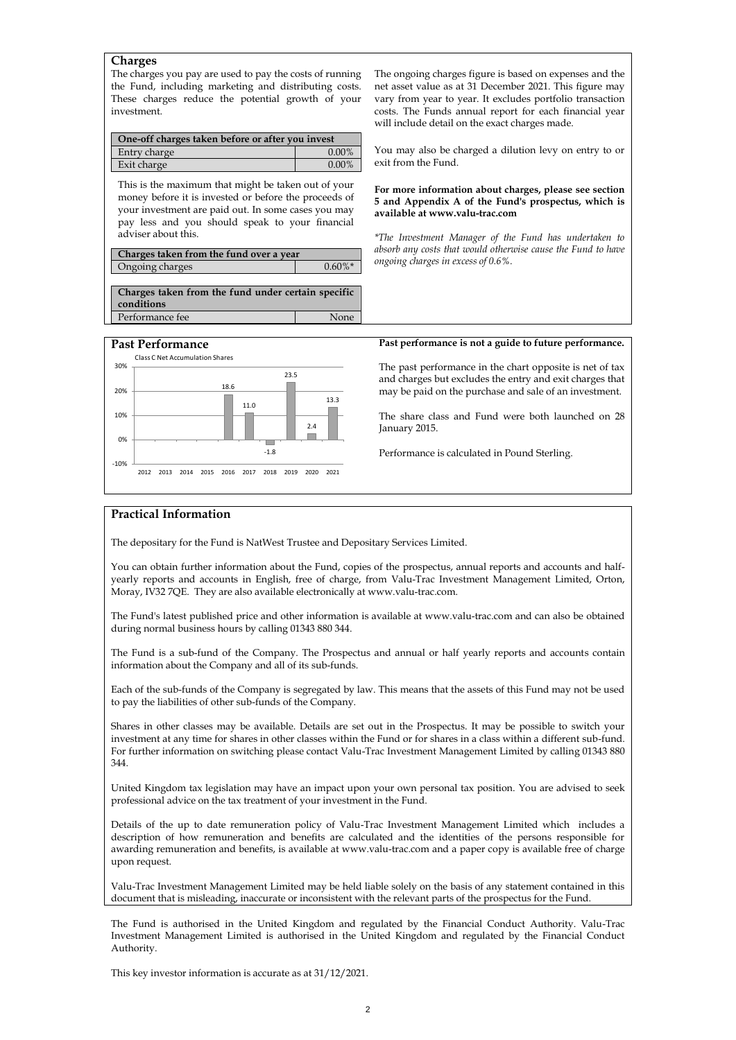## Charges

The charges you pay are used to pay the costs of running the Fund, including marketing and distributing costs. These charges reduce the potential growth of your investment.

| One-off charges taken before or after you invest | |
|---|---|
| Entry charge | 0.00% |
| Exit charge | 0.00% |

This is the maximum that might be taken out of your money before it is invested or before the proceeds of your investment are paid out. In some cases you may pay less and you should speak to your financial adviser about this.

| Charges taken from the fund over a year | |
|---|---|
| Ongoing charges | 0.60%* |

| Charges taken from the fund under certain specific conditions | |
|---|---|
| Performance fee | None |

The ongoing charges figure is based on expenses and the net asset value as at 31 December 2021. This figure may vary from year to year. It excludes portfolio transaction costs. The Funds annual report for each financial year will include detail on the exact charges made.

You may also be charged a dilution levy on entry to or exit from the Fund.

**For more information about charges, please see section 5 and Appendix A of the Fund's prospectus, which is available at www.valu-trac.com**

*\*The Investment Manager of the Fund has undertaken to absorb any costs that would otherwise cause the Fund to have ongoing charges in excess of 0.6%.*

## Past Performance

Class C Net Accumulation Shares

30%
20%
10%
0%
-10%

18.6
11.0
-1.8
23.5
2.4
13.3

2012 2013 2014 2015 2016 2017 2018 2019 2020 2021

**Past performance is not a guide to future performance.**

The past performance in the chart opposite is net of tax and charges but excludes the entry and exit charges that may be paid on the purchase and sale of an investment.

The share class and Fund were both launched on 28 January 2015.

Performance is calculated in Pound Sterling.

## Practical Information

The depositary for the Fund is NatWest Trustee and Depositary Services Limited.

You can obtain further information about the Fund, copies of the prospectus, annual reports and accounts and half-yearly reports and accounts in English, free of charge, from Valu-Trac Investment Management Limited, Orton, Moray, IV32 7QE. They are also available electronically at www.valu-trac.com.

The Fund's latest published price and other information is available at www.valu-trac.com and can also be obtained during normal business hours by calling 01343 880 344.

The Fund is a sub-fund of the Company. The Prospectus and annual or half yearly reports and accounts contain information about the Company and all of its sub-funds.

Each of the sub-funds of the Company is segregated by law. This means that the assets of this Fund may not be used to pay the liabilities of other sub-funds of the Company.

Shares in other classes may be available. Details are set out in the Prospectus. It may be possible to switch your investment at any time for shares in other classes within the Fund or for shares in a class within a different sub-fund. For further information on switching please contact Valu-Trac Investment Management Limited by calling 01343 880 344.

United Kingdom tax legislation may have an impact upon your own personal tax position. You are advised to seek professional advice on the tax treatment of your investment in the Fund.

Details of the up to date remuneration policy of Valu-Trac Investment Management Limited which includes a description of how remuneration and benefits are calculated and the identities of the persons responsible for awarding remuneration and benefits, is available at www.valu-trac.com and a paper copy is available free of charge upon request.

Valu-Trac Investment Management Limited may be held liable solely on the basis of any statement contained in this document that is misleading, inaccurate or inconsistent with the relevant parts of the prospectus for the Fund.

The Fund is authorised in the United Kingdom and regulated by the Financial Conduct Authority. Valu-Trac Investment Management Limited is authorised in the United Kingdom and regulated by the Financial Conduct Authority.

This key investor information is accurate as at 31/12/2021.